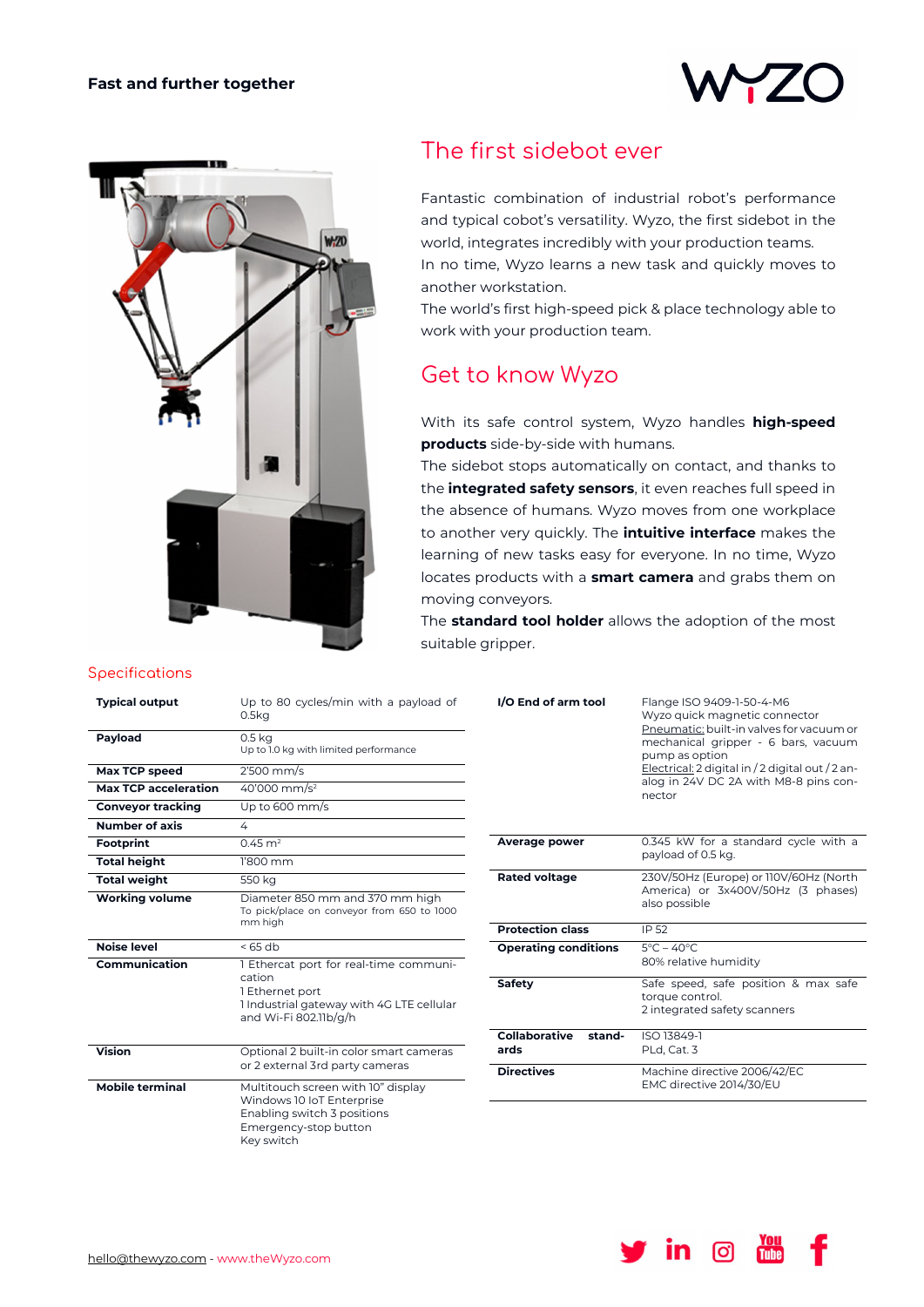**Fast and further together**

## The first sidebot ever

Fantastic combination of industrial robot's performance and typical cobot's versatility. Wyzo, the first sidebot in the world, integrates incredibly with your production teams.
In no time, Wyzo learns a new task and quickly moves to another workstation.
The world's first high-speed pick & place technology able to work with your production team.

## Get to know Wyzo

With its safe control system, Wyzo handles **high-speed products** side-by-side with humans.
The sidebot stops automatically on contact, and thanks to the **integrated safety sensors**, it even reaches full speed in the absence of humans. Wyzo moves from one workplace to another very quickly. The **intuitive interface** makes the learning of new tasks easy for everyone. In no time, Wyzo locates products with a **smart camera** and grabs them on moving conveyors.
The **standard tool holder** allows the adoption of the most suitable gripper.

## Specifications

| | |
|---|---|
| **Typical output** | Up to 80 cycles/min with a payload of 0.5kg |
| **Payload** | 0.5 kg<br>Up to 1.0 kg with limited performance |
| **Max TCP speed** | 2'500 mm/s |
| **Max TCP acceleration** | 40'000 mm/s² |
| **Conveyor tracking** | Up to 600 mm/s |
| **Number of axis** | 4 |
| **Footprint** | 0.45 m² |
| **Total height** | 1'800 mm |
| **Total weight** | 550 kg |
| **Working volume** | Diameter 850 mm and 370 mm high<br>To pick/place on conveyor from 650 to 1000 mm high |
| **Noise level** | < 65 db |
| **Communication** | 1 Ethercat port for real-time communication<br>1 Ethernet port<br>1 Industrial gateway with 4G LTE cellular and Wi-Fi 802.11b/g/h |
| **Vision** | Optional 2 built-in color smart cameras or 2 external 3rd party cameras |
| **Mobile terminal** | Multitouch screen with 10" display<br>Windows 10 IoT Enterprise<br>Enabling switch 3 positions<br>Emergency-stop button<br>Key switch |

| | |
|---|---|
| **I/O End of arm tool** | Flange ISO 9409-1-50-4-M6<br>Wyzo quick magnetic connector<br>Pneumatic: built-in valves for vacuum or mechanical gripper - 6 bars, vacuum pump as option<br>Electrical: 2 digital in / 2 digital out / 2 analog in 24V DC 2A with M8-8 pins connector |
| **Average power** | 0.345 kW for a standard cycle with a payload of 0.5 kg. |
| **Rated voltage** | 230V/50Hz (Europe) or 110V/60Hz (North America) or 3x400V/50Hz (3 phases) also possible |
| **Protection class** | IP 52 |
| **Operating conditions** | 5°C – 40°C<br>80% relative humidity |
| **Safety** | Safe speed, safe position & max safe torque control.<br>2 integrated safety scanners |
| **Collaborative standards** | ISO 13849-1<br>PLd, Cat. 3 |
| **Directives** | Machine directive 2006/42/EC<br>EMC directive 2014/30/EU |

hello@thewyzo.com - www.theWyzo.com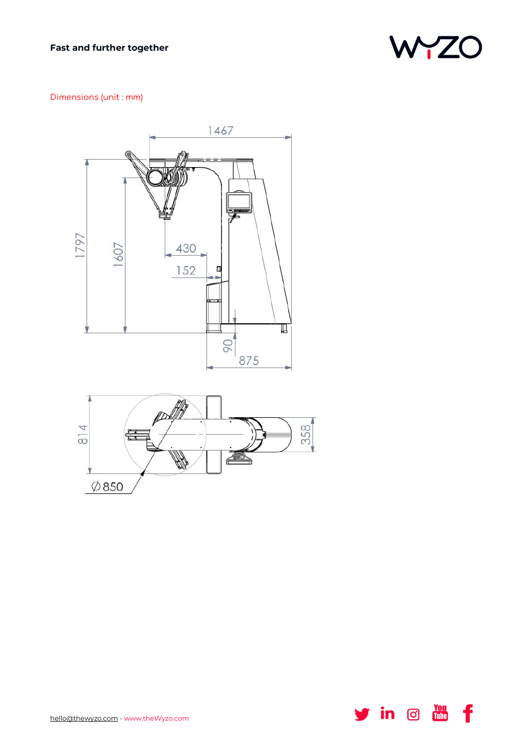Dimensions (unit : mm)

1467

1797

1607

430

152

90

875

814

358

∅850